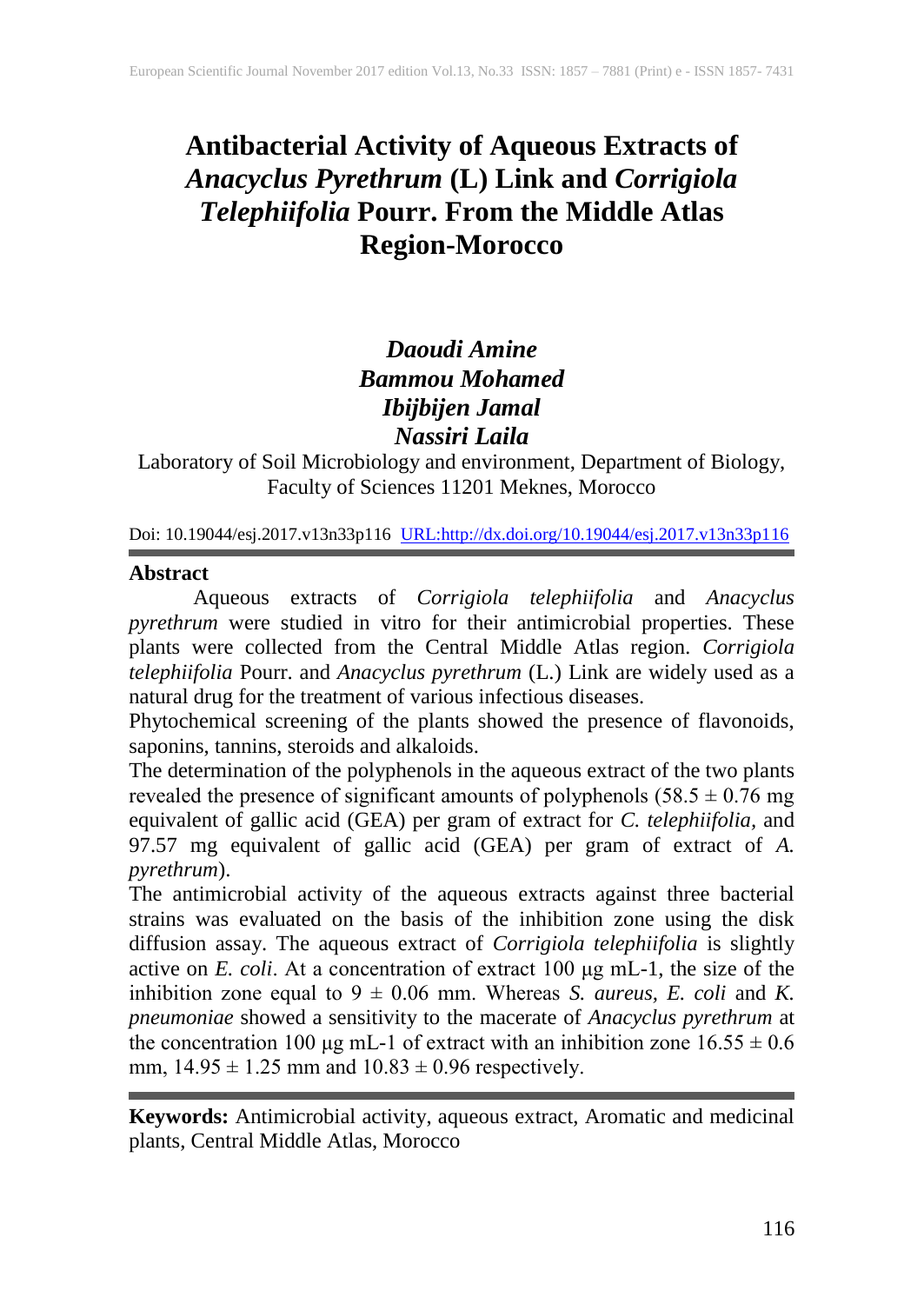# Antibacterial Activity of Aqueous Extracts of *Anacyclus Pyrethrum* (L) Link and *Corrigiola Telephiifolia* Pourr. From the Middle Atlas Region-Morocco

***Daoudi Amine***
***Bammou Mohamed***
***Ibijbijen Jamal***
***Nassiri Laila***

Laboratory of Soil Microbiology and environment, Department of Biology, Faculty of Sciences 11201 Meknes, Morocco

Doi: 10.19044/esj.2017.v13n33p116 URL:http://dx.doi.org/10.19044/esj.2017.v13n33p116

**Abstract**

Aqueous extracts of *Corrigiola telephiifolia* and *Anacyclus pyrethrum* were studied in vitro for their antimicrobial properties. These plants were collected from the Central Middle Atlas region. *Corrigiola telephiifolia* Pourr. and *Anacyclus pyrethrum* (L.) Link are widely used as a natural drug for the treatment of various infectious diseases.

Phytochemical screening of the plants showed the presence of flavonoids, saponins, tannins, steroids and alkaloids.

The determination of the polyphenols in the aqueous extract of the two plants revealed the presence of significant amounts of polyphenols ($58.5 \pm 0.76$ mg equivalent of gallic acid (GEA) per gram of extract for *C. telephiifolia*, and 97.57 mg equivalent of gallic acid (GEA) per gram of extract of *A. pyrethrum*).

The antimicrobial activity of the aqueous extracts against three bacterial strains was evaluated on the basis of the inhibition zone using the disk diffusion assay. The aqueous extract of *Corrigiola telephiifolia* is slightly active on *E. coli*. At a concentration of extract 100 µg mL-1, the size of the inhibition zone equal to $9 \pm 0.06$ mm. Whereas *S. aureus*, *E. coli* and *K. pneumoniae* showed a sensitivity to the macerate of *Anacyclus pyrethrum* at the concentration 100 µg mL-1 of extract with an inhibition zone $16.55 \pm 0.6$ mm, $14.95 \pm 1.25$ mm and $10.83 \pm 0.96$ respectively.

**Keywords:** Antimicrobial activity, aqueous extract, Aromatic and medicinal plants, Central Middle Atlas, Morocco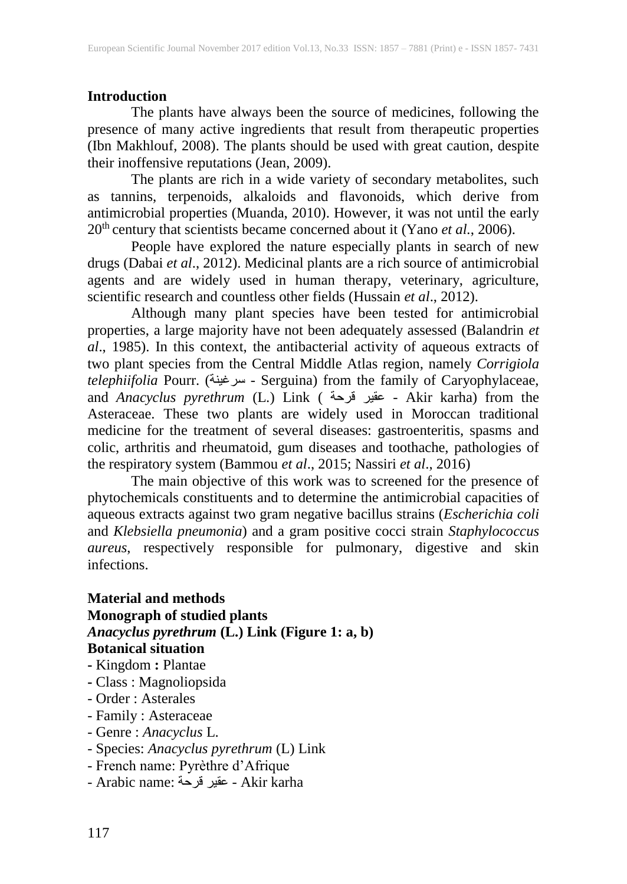## Introduction

The plants have always been the source of medicines, following the presence of many active ingredients that result from therapeutic properties (Ibn Makhlouf, 2008). The plants should be used with great caution, despite their inoffensive reputations (Jean, 2009).

The plants are rich in a wide variety of secondary metabolites, such as tannins, terpenoids, alkaloids and flavonoids, which derive from antimicrobial properties (Muanda, 2010). However, it was not until the early 20th century that scientists became concerned about it (Yano *et al.*, 2006).

People have explored the nature especially plants in search of new drugs (Dabai *et al*., 2012). Medicinal plants are a rich source of antimicrobial agents and are widely used in human therapy, veterinary, agriculture, scientific research and countless other fields (Hussain *et al*., 2012).

Although many plant species have been tested for antimicrobial properties, a large majority have not been adequately assessed (Balandrin *et al*., 1985). In this context, the antibacterial activity of aqueous extracts of two plant species from the Central Middle Atlas region, namely *Corrigiola telephiifolia* Pourr. (سرغينة - Serguina) from the family of Caryophylaceae, and *Anacyclus pyrethrum* (L.) Link ( عقير قرحة - Akir karha) from the Asteraceae. These two plants are widely used in Moroccan traditional medicine for the treatment of several diseases: gastroenteritis, spasms and colic, arthritis and rheumatoid, gum diseases and toothache, pathologies of the respiratory system (Bammou *et al*., 2015; Nassiri *et al*., 2016)

The main objective of this work was to screened for the presence of phytochemicals constituents and to determine the antimicrobial capacities of aqueous extracts against two gram negative bacillus strains (*Escherichia coli* and *Klebsiella pneumonia*) and a gram positive cocci strain *Staphylococcus aureus*, respectively responsible for pulmonary, digestive and skin infections.

## Material and methods

### Monograph of studied plants

#### *Anacyclus pyrethrum* (L.) Link (Figure 1: a, b)

**Botanical situation**

- Kingdom **:** Plantae
- Class : Magnoliopsida
- Order : Asterales
- Family : Asteraceae
- Genre : *Anacyclus* L.
- Species: *Anacyclus pyrethrum* (L) Link
- French name: Pyrèthre d'Afrique
- Arabic name: عقير قرحة - Akir karha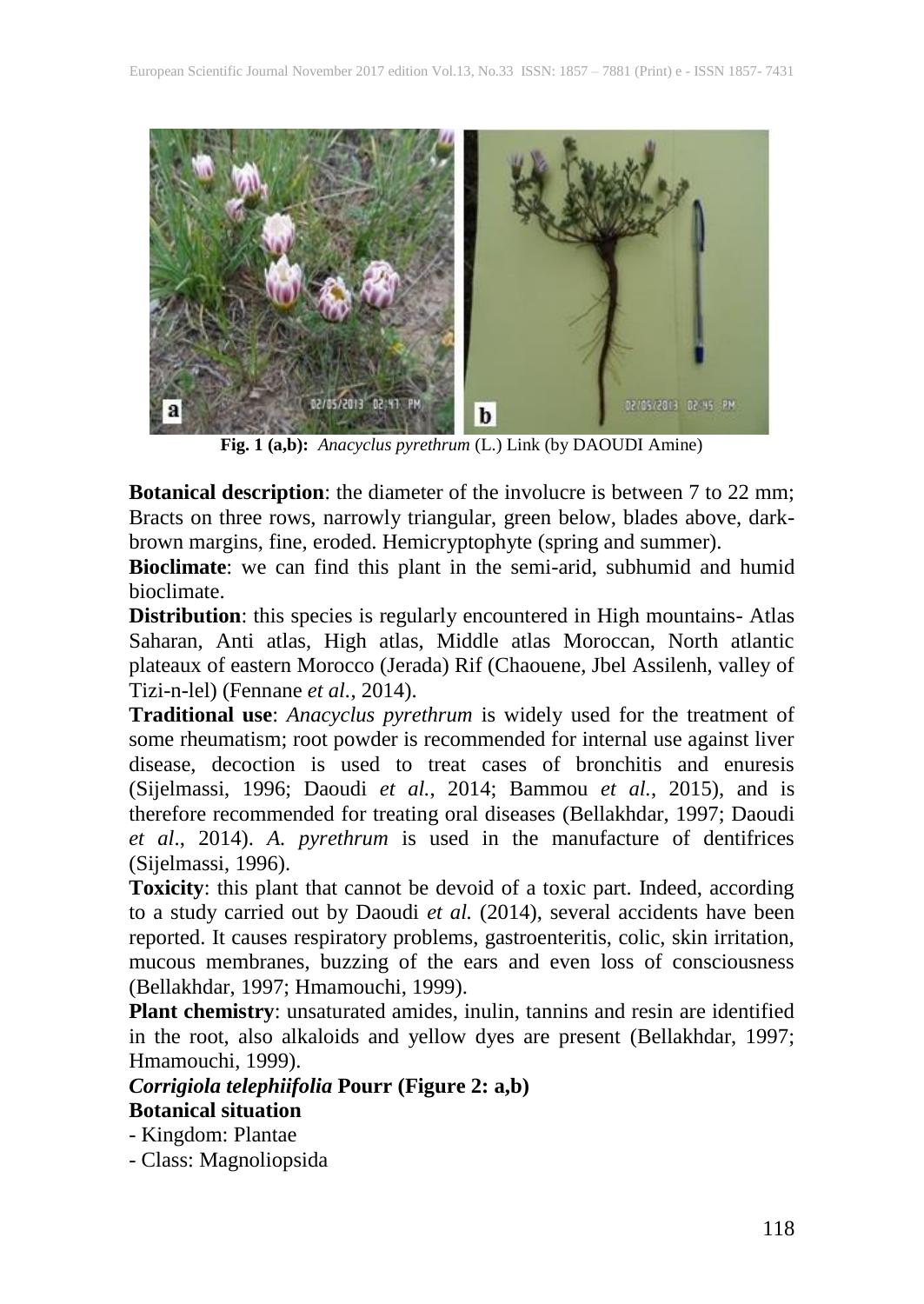**Fig. 1 (a,b):** *Anacyclus pyrethrum* (L.) Link (by DAOUDI Amine)

**Botanical description**: the diameter of the involucre is between 7 to 22 mm; Bracts on three rows, narrowly triangular, green below, blades above, dark-brown margins, fine, eroded. Hemicryptophyte (spring and summer).

**Bioclimate**: we can find this plant in the semi-arid, subhumid and humid bioclimate.

**Distribution**: this species is regularly encountered in High mountains- Atlas Saharan, Anti atlas, High atlas, Middle atlas Moroccan, North atlantic plateaux of eastern Morocco (Jerada) Rif (Chaouene, Jbel Assilenh, valley of Tizi-n-lel) (Fennane *et al.*, 2014).

**Traditional use**: *Anacyclus pyrethrum* is widely used for the treatment of some rheumatism; root powder is recommended for internal use against liver disease, decoction is used to treat cases of bronchitis and enuresis (Sijelmassi, 1996; Daoudi *et al.*, 2014; Bammou *et al.*, 2015), and is therefore recommended for treating oral diseases (Bellakhdar, 1997; Daoudi *et al*., 2014). *A. pyrethrum* is used in the manufacture of dentifrices (Sijelmassi, 1996).

**Toxicity**: this plant that cannot be devoid of a toxic part. Indeed, according to a study carried out by Daoudi *et al.* (2014), several accidents have been reported. It causes respiratory problems, gastroenteritis, colic, skin irritation, mucous membranes, buzzing of the ears and even loss of consciousness (Bellakhdar, 1997; Hmamouchi, 1999).

**Plant chemistry**: unsaturated amides, inulin, tannins and resin are identified in the root, also alkaloids and yellow dyes are present (Bellakhdar, 1997; Hmamouchi, 1999).

***Corrigiola telephiifolia* Pourr (Figure 2: a,b)**

**Botanical situation**

- Kingdom: Plantae
- Class: Magnoliopsida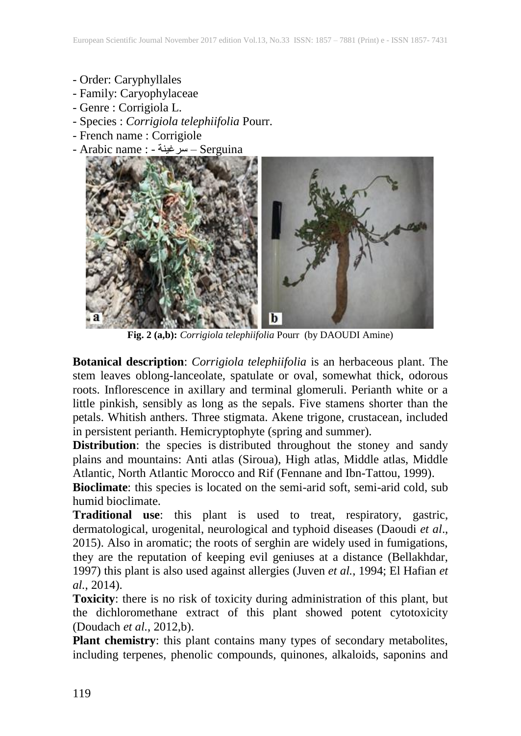- Order: Caryphyllales
- Family: Caryophylaceae
- Genre : Corrigiola L.
- Species : *Corrigiola telephiifolia* Pourr.
- French name : Corrigiole
- Arabic name : - سرغينة – Serguina

**Fig. 2 (a,b):** *Corrigiola telephiifolia* Pourr (by DAOUDI Amine)

**Botanical description**: *Corrigiola telephiifolia* is an herbaceous plant. The stem leaves oblong-lanceolate, spatulate or oval, somewhat thick, odorous roots. Inflorescence in axillary and terminal glomeruli. Perianth white or a little pinkish, sensibly as long as the sepals. Five stamens shorter than the petals. Whitish anthers. Three stigmata. Akene trigone, crustacean, included in persistent perianth. Hemicryptophyte (spring and summer).

**Distribution**: the species is distributed throughout the stoney and sandy plains and mountains: Anti atlas (Siroua), High atlas, Middle atlas, Middle Atlantic, North Atlantic Morocco and Rif (Fennane and Ibn-Tattou, 1999).

**Bioclimate**: this species is located on the semi-arid soft, semi-arid cold, sub humid bioclimate.

**Traditional use**: this plant is used to treat, respiratory, gastric, dermatological, urogenital, neurological and typhoid diseases (Daoudi *et al*., 2015). Also in aromatic; the roots of serghin are widely used in fumigations, they are the reputation of keeping evil geniuses at a distance (Bellakhdar, 1997) this plant is also used against allergies (Juven *et al.*, 1994; El Hafian *et al.*, 2014).

**Toxicity**: there is no risk of toxicity during administration of this plant, but the dichloromethane extract of this plant showed potent cytotoxicity (Doudach *et al.*, 2012,b).

**Plant chemistry**: this plant contains many types of secondary metabolites, including terpenes, phenolic compounds, quinones, alkaloids, saponins and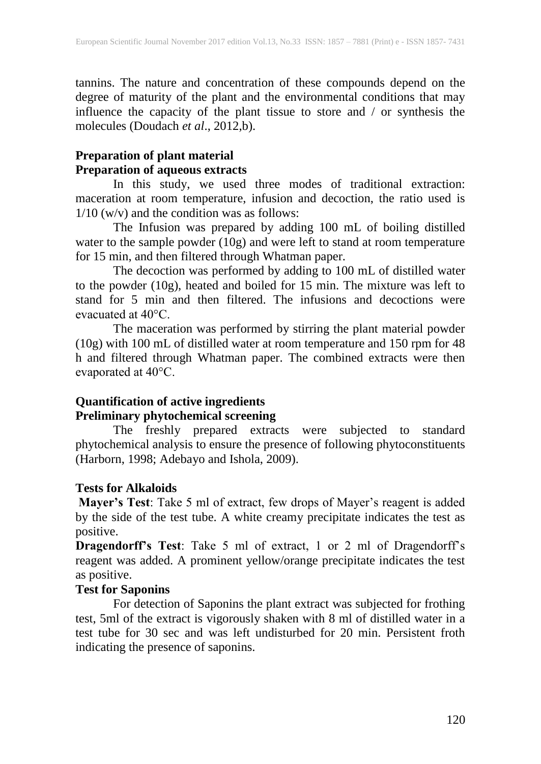tannins. The nature and concentration of these compounds depend on the degree of maturity of the plant and the environmental conditions that may influence the capacity of the plant tissue to store and / or synthesis the molecules (Doudach *et al*., 2012,b).

## Preparation of plant material

### Preparation of aqueous extracts

In this study, we used three modes of traditional extraction: maceration at room temperature, infusion and decoction, the ratio used is 1/10 (w/v) and the condition was as follows:

The Infusion was prepared by adding 100 mL of boiling distilled water to the sample powder (10g) and were left to stand at room temperature for 15 min, and then filtered through Whatman paper.

The decoction was performed by adding to 100 mL of distilled water to the powder (10g), heated and boiled for 15 min. The mixture was left to stand for 5 min and then filtered. The infusions and decoctions were evacuated at 40°C.

The maceration was performed by stirring the plant material powder (10g) with 100 mL of distilled water at room temperature and 150 rpm for 48 h and filtered through Whatman paper. The combined extracts were then evaporated at 40°C.

## Quantification of active ingredients

### Preliminary phytochemical screening

The freshly prepared extracts were subjected to standard phytochemical analysis to ensure the presence of following phytoconstituents (Harborn, 1998; Adebayo and Ishola, 2009).

### Tests for Alkaloids

**Mayer's Test**: Take 5 ml of extract, few drops of Mayer's reagent is added by the side of the test tube. A white creamy precipitate indicates the test as positive.

**Dragendorff's Test**: Take 5 ml of extract, 1 or 2 ml of Dragendorff's reagent was added. A prominent yellow/orange precipitate indicates the test as positive.

### Test for Saponins

For detection of Saponins the plant extract was subjected for frothing test, 5ml of the extract is vigorously shaken with 8 ml of distilled water in a test tube for 30 sec and was left undisturbed for 20 min. Persistent froth indicating the presence of saponins.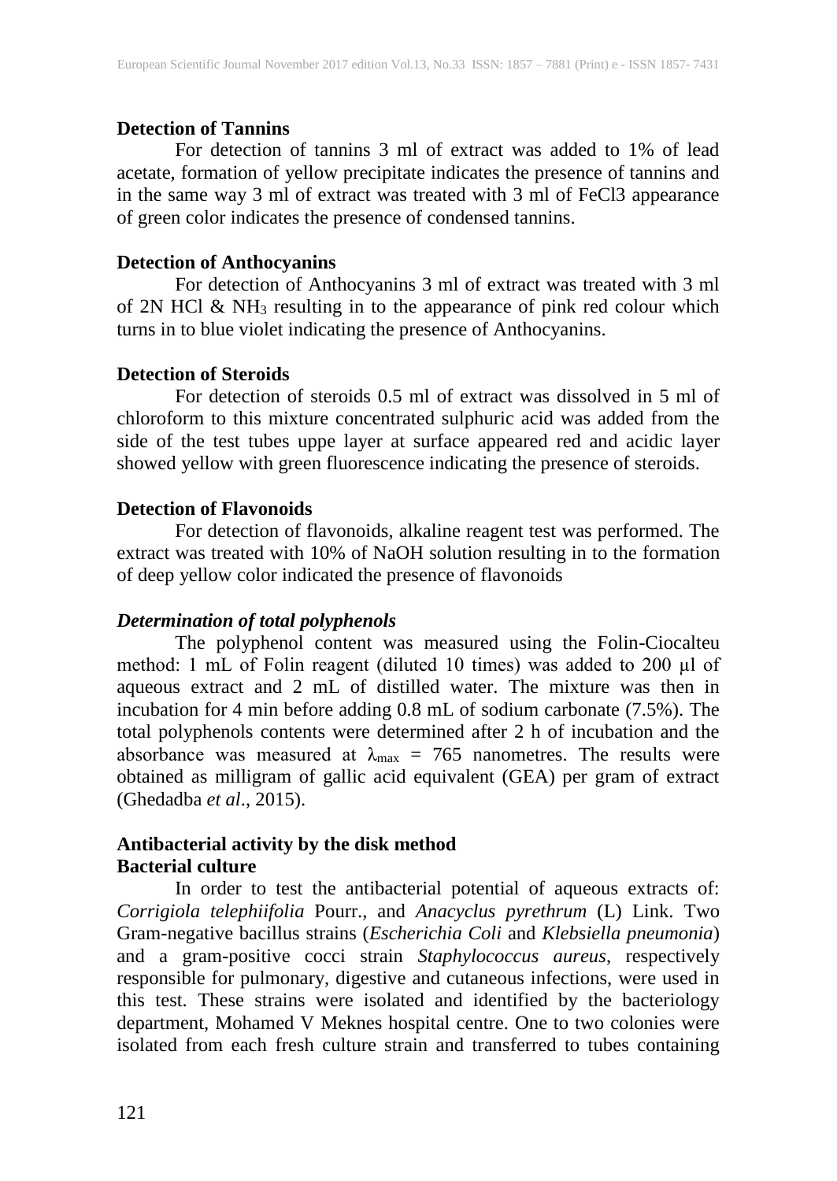**Detection of Tannins**

For detection of tannins 3 ml of extract was added to 1% of lead acetate, formation of yellow precipitate indicates the presence of tannins and in the same way 3 ml of extract was treated with 3 ml of FeCl3 appearance of green color indicates the presence of condensed tannins.

**Detection of Anthocyanins**

For detection of Anthocyanins 3 ml of extract was treated with 3 ml of 2N HCl & $NH_3$ resulting in to the appearance of pink red colour which turns in to blue violet indicating the presence of Anthocyanins.

**Detection of Steroids**

For detection of steroids 0.5 ml of extract was dissolved in 5 ml of chloroform to this mixture concentrated sulphuric acid was added from the side of the test tubes uppe layer at surface appeared red and acidic layer showed yellow with green fluorescence indicating the presence of steroids.

**Detection of Flavonoids**

For detection of flavonoids, alkaline reagent test was performed. The extract was treated with 10% of NaOH solution resulting in to the formation of deep yellow color indicated the presence of flavonoids

***Determination of total polyphenols***

The polyphenol content was measured using the Folin-Ciocalteu method: 1 mL of Folin reagent (diluted 10 times) was added to 200 µl of aqueous extract and 2 mL of distilled water. The mixture was then in incubation for 4 min before adding 0.8 mL of sodium carbonate (7.5%). The total polyphenols contents were determined after 2 h of incubation and the absorbance was measured at $\lambda_{max}$ = 765 nanometres. The results were obtained as milligram of gallic acid equivalent (GEA) per gram of extract (Ghedadba *et al*., 2015).

**Antibacterial activity by the disk method**
**Bacterial culture**

In order to test the antibacterial potential of aqueous extracts of: *Corrigiola telephiifolia* Pourr., and *Anacyclus pyrethrum* (L) Link. Two Gram-negative bacillus strains (*Escherichia Coli* and *Klebsiella pneumonia*) and a gram-positive cocci strain *Staphylococcus aureus*, respectively responsible for pulmonary, digestive and cutaneous infections, were used in this test. These strains were isolated and identified by the bacteriology department, Mohamed V Meknes hospital centre. One to two colonies were isolated from each fresh culture strain and transferred to tubes containing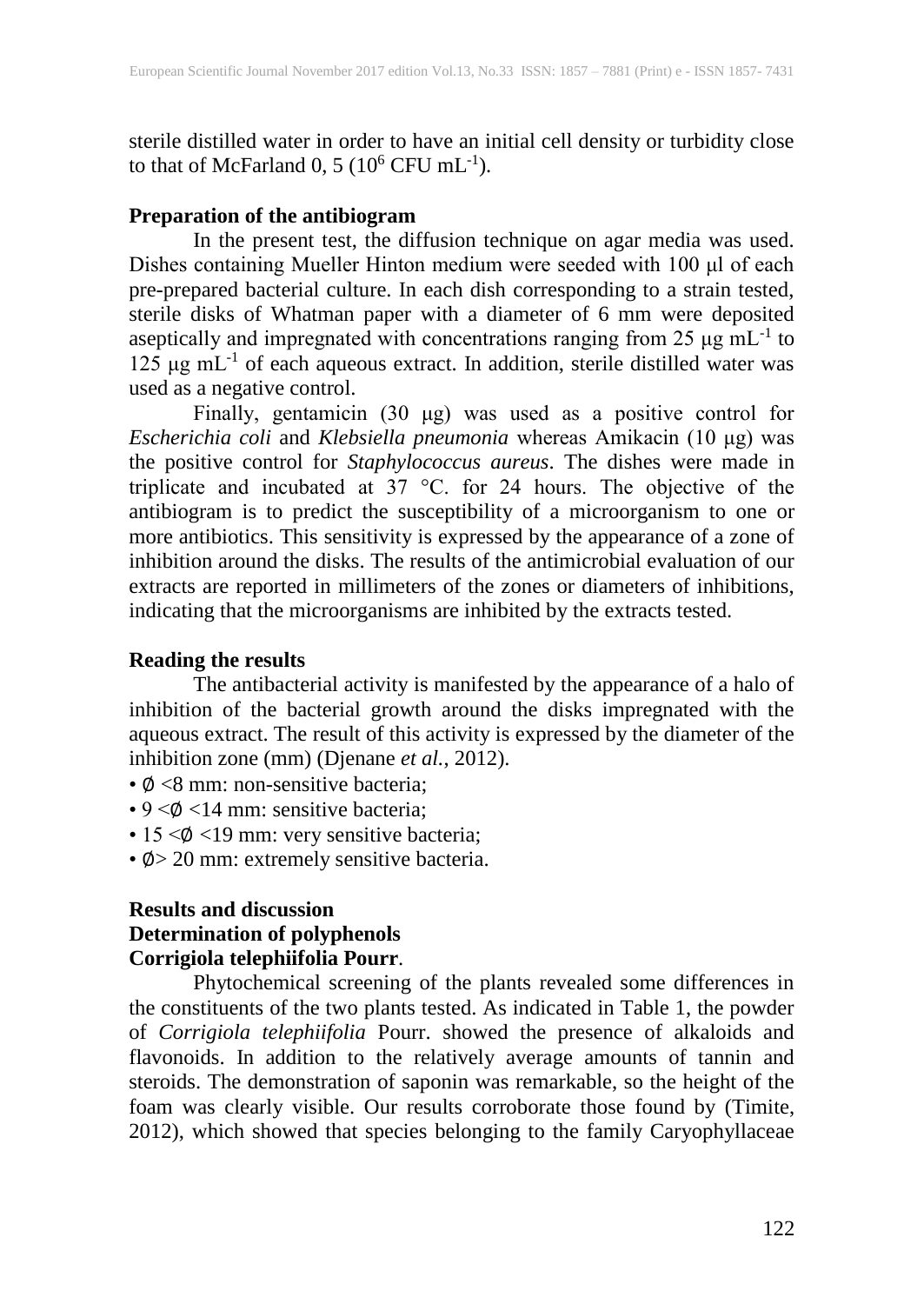sterile distilled water in order to have an initial cell density or turbidity close to that of McFarland 0, 5 ($10^6$ CFU $mL^{-1}$).

**Preparation of the antibiogram**

In the present test, the diffusion technique on agar media was used. Dishes containing Mueller Hinton medium were seeded with 100 µl of each pre-prepared bacterial culture. In each dish corresponding to a strain tested, sterile disks of Whatman paper with a diameter of 6 mm were deposited aseptically and impregnated with concentrations ranging from 25 µg $mL^{-1}$ to 125 µg $mL^{-1}$ of each aqueous extract. In addition, sterile distilled water was used as a negative control.

Finally, gentamicin (30 µg) was used as a positive control for *Escherichia coli* and *Klebsiella pneumonia* whereas Amikacin (10 µg) was the positive control for *Staphylococcus aureus*. The dishes were made in triplicate and incubated at 37 °C. for 24 hours. The objective of the antibiogram is to predict the susceptibility of a microorganism to one or more antibiotics. This sensitivity is expressed by the appearance of a zone of inhibition around the disks. The results of the antimicrobial evaluation of our extracts are reported in millimeters of the zones or diameters of inhibitions, indicating that the microorganisms are inhibited by the extracts tested.

**Reading the results**

The antibacterial activity is manifested by the appearance of a halo of inhibition of the bacterial growth around the disks impregnated with the aqueous extract. The result of this activity is expressed by the diameter of the inhibition zone (mm) (Djenane *et al.*, 2012).

- ∅ <8 mm: non-sensitive bacteria;
- 9 <∅ <14 mm: sensitive bacteria;
- 15 <∅ <19 mm: very sensitive bacteria;
- ∅> 20 mm: extremely sensitive bacteria.

**Results and discussion**

**Determination of polyphenols**

**Corrigiola telephiifolia Pourr**.

Phytochemical screening of the plants revealed some differences in the constituents of the two plants tested. As indicated in Table 1, the powder of *Corrigiola telephiifolia* Pourr. showed the presence of alkaloids and flavonoids. In addition to the relatively average amounts of tannin and steroids. The demonstration of saponin was remarkable, so the height of the foam was clearly visible. Our results corroborate those found by (Timite, 2012), which showed that species belonging to the family Caryophyllaceae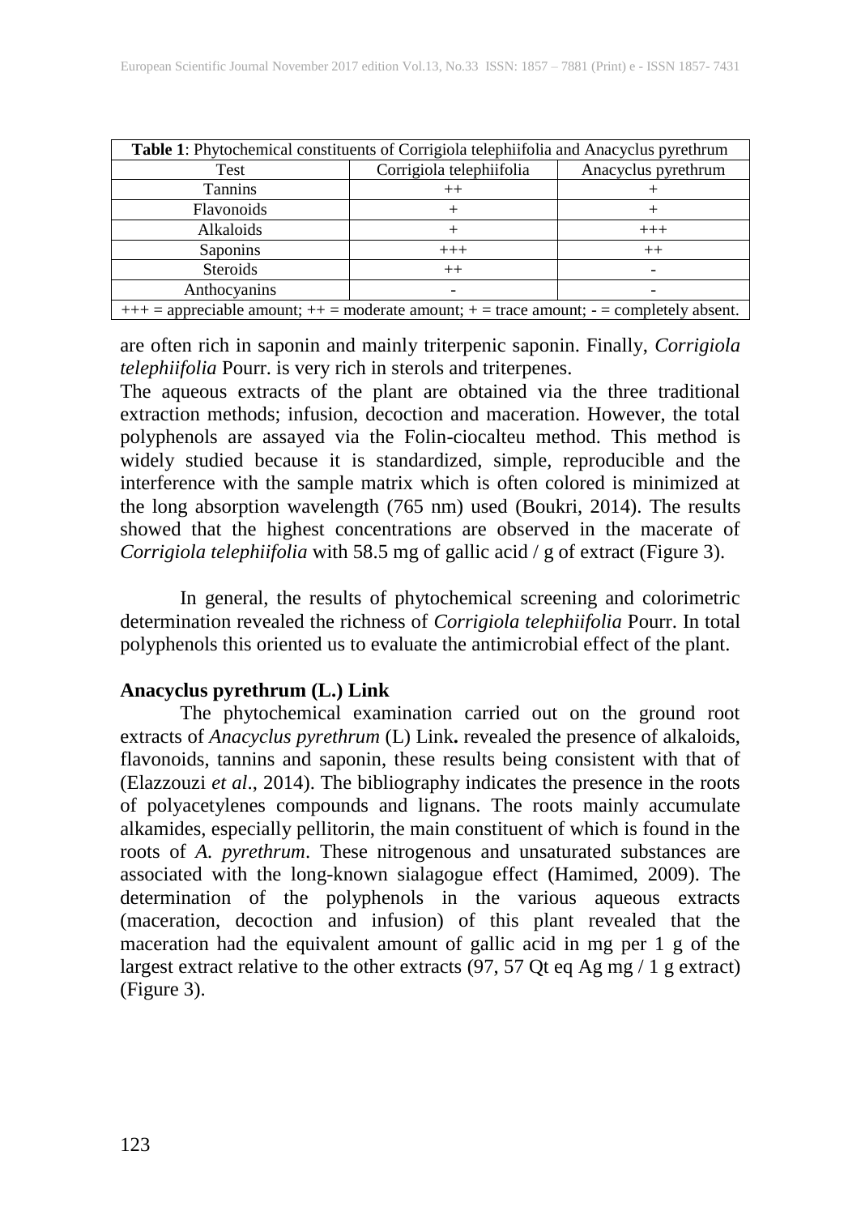**Table 1**: Phytochemical constituents of Corrigiola telephiifolia and Anacyclus pyrethrum

| Test | Corrigiola telephiifolia | Anacyclus pyrethrum |
|---|---|---|
| Tannins | ++ | + |
| Flavonoids | + | + |
| Alkaloids | + | +++ |
| Saponins | +++ | ++ |
| Steroids | ++ | - |
| Anthocyanins | - | - |

+++ = appreciable amount; ++ = moderate amount; + = trace amount; - = completely absent.

are often rich in saponin and mainly triterpenic saponin. Finally, *Corrigiola telephiifolia* Pourr. is very rich in sterols and triterpenes.

The aqueous extracts of the plant are obtained via the three traditional extraction methods; infusion, decoction and maceration. However, the total polyphenols are assayed via the Folin-ciocalteu method. This method is widely studied because it is standardized, simple, reproducible and the interference with the sample matrix which is often colored is minimized at the long absorption wavelength (765 nm) used (Boukri, 2014). The results showed that the highest concentrations are observed in the macerate of *Corrigiola telephiifolia* with 58.5 mg of gallic acid / g of extract (Figure 3).

In general, the results of phytochemical screening and colorimetric determination revealed the richness of *Corrigiola telephiifolia* Pourr. In total polyphenols this oriented us to evaluate the antimicrobial effect of the plant.

**Anacyclus pyrethrum (L.) Link**

The phytochemical examination carried out on the ground root extracts of *Anacyclus pyrethrum* (L) Link**.** revealed the presence of alkaloids, flavonoids, tannins and saponin, these results being consistent with that of (Elazzouzi *et al*., 2014). The bibliography indicates the presence in the roots of polyacetylenes compounds and lignans. The roots mainly accumulate alkamides, especially pellitorin, the main constituent of which is found in the roots of *A. pyrethrum*. These nitrogenous and unsaturated substances are associated with the long-known sialagogue effect (Hamimed, 2009). The determination of the polyphenols in the various aqueous extracts (maceration, decoction and infusion) of this plant revealed that the maceration had the equivalent amount of gallic acid in mg per 1 g of the largest extract relative to the other extracts (97, 57 Qt eq Ag mg / 1 g extract) (Figure 3).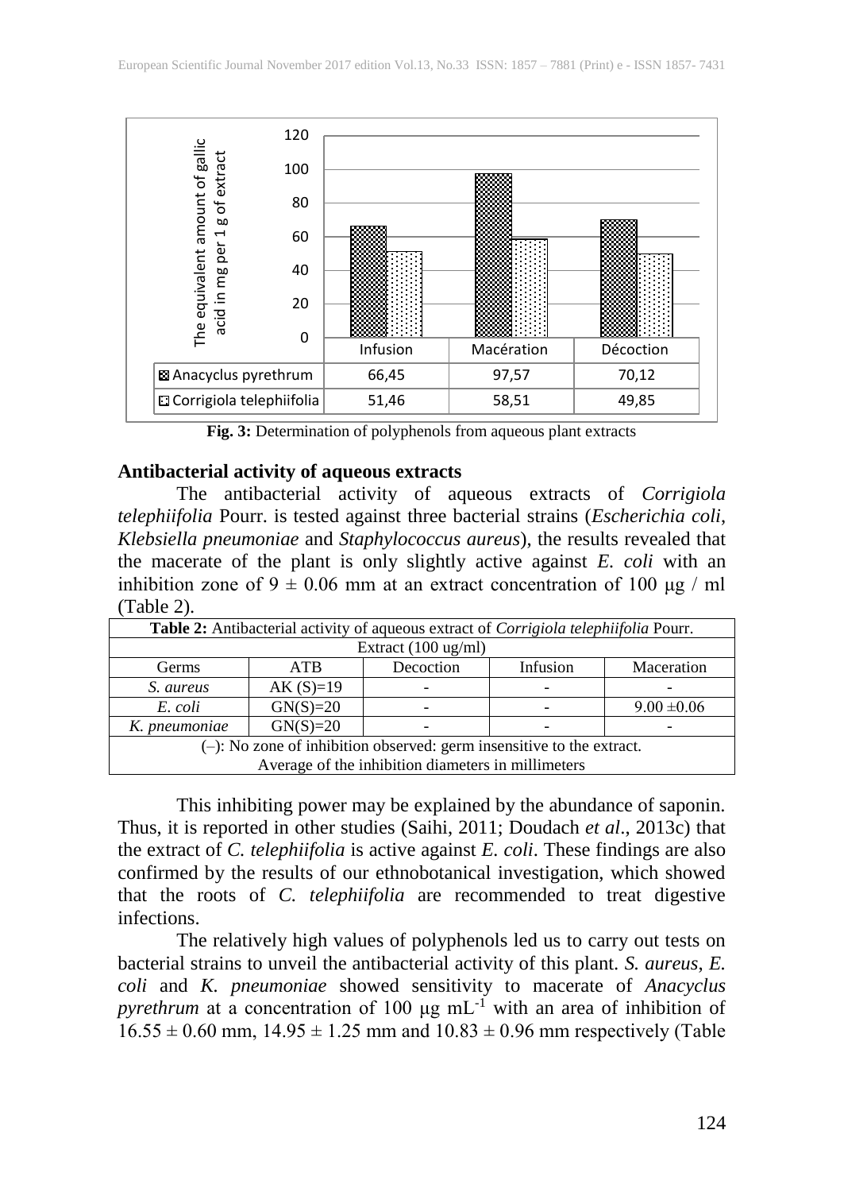| | Infusion | Macération | Décoction |
|---|---|---|---|
| Anacyclus pyrethrum | 66,45 | 97,57 | 70,12 |
| Corrigiola telephiifolia | 51,46 | 58,51 | 49,85 |

**Fig. 3:** Determination of polyphenols from aqueous plant extracts

## Antibacterial activity of aqueous extracts

The antibacterial activity of aqueous extracts of *Corrigiola telephiifolia* Pourr. is tested against three bacterial strains (*Escherichia coli*, *Klebsiella pneumoniae* and *Staphylococcus aureus*), the results revealed that the macerate of the plant is only slightly active against *E. coli* with an inhibition zone of $9 \pm 0.06$ mm at an extract concentration of 100 µg / ml (Table 2).

**Table 2:** Antibacterial activity of aqueous extract of *Corrigiola telephiifolia* Pourr.

| | | Extract (100 ug/ml) | | |
|---|---|---|---|---|
| Germs | ATB | Decoction | Infusion | Maceration |
| *S. aureus* | AK (S)=19 | - | - | - |
| *E. coli* | GN(S)=20 | - | - | $9.00 \pm 0.06$ |
| *K. pneumoniae* | GN(S)=20 | - | - | - |

(–): No zone of inhibition observed: germ insensitive to the extract.
Average of the inhibition diameters in millimeters

This inhibiting power may be explained by the abundance of saponin. Thus, it is reported in other studies (Saihi, 2011; Doudach *et al*., 2013c) that the extract of *C. telephiifolia* is active against *E. coli*. These findings are also confirmed by the results of our ethnobotanical investigation, which showed that the roots of *C. telephiifolia* are recommended to treat digestive infections.

The relatively high values of polyphenols led us to carry out tests on bacterial strains to unveil the antibacterial activity of this plant. *S. aureus*, *E. coli* and *K. pneumoniae* showed sensitivity to macerate of *Anacyclus pyrethrum* at a concentration of 100 µg $mL^{-1}$ with an area of inhibition of $16.55 \pm 0.60$ mm, $14.95 \pm 1.25$ mm and $10.83 \pm 0.96$ mm respectively (Table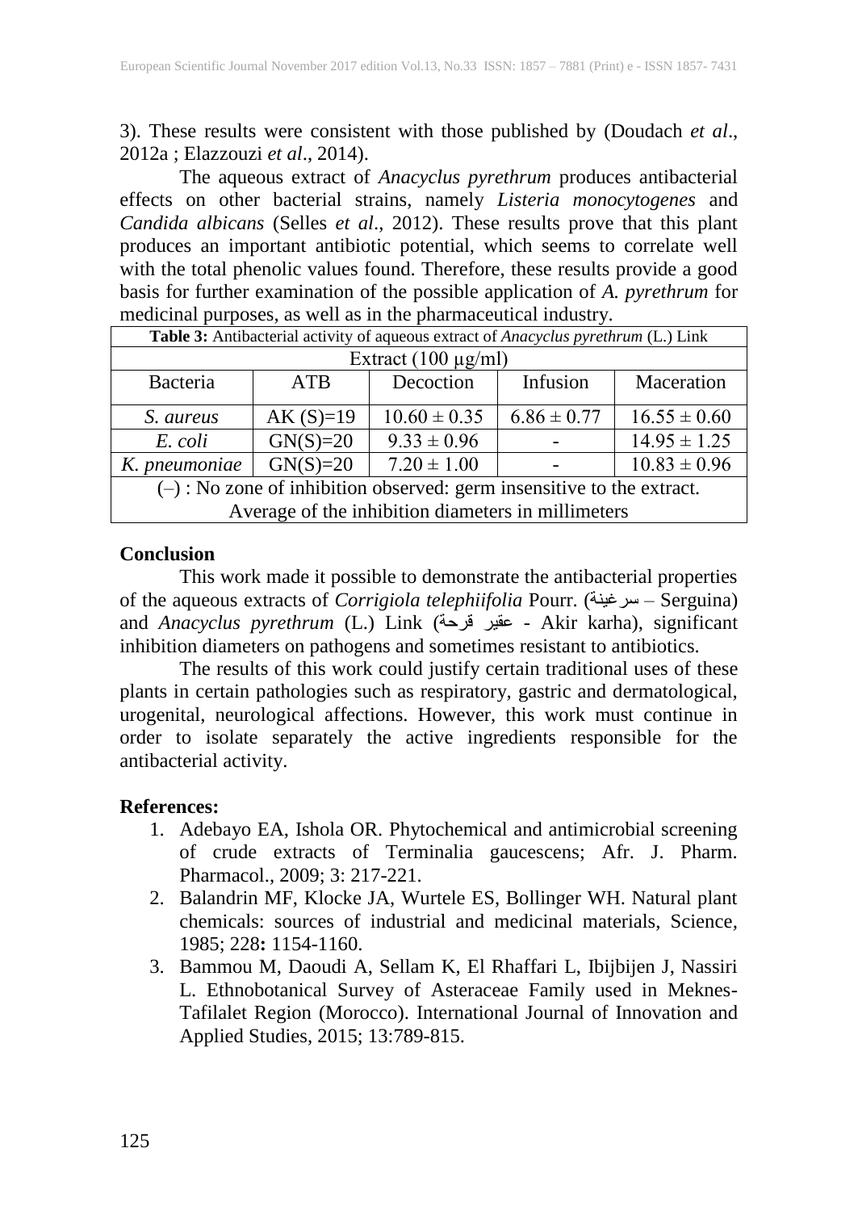3). These results were consistent with those published by (Doudach *et al*., 2012a ; Elazzouzi *et al*., 2014).

The aqueous extract of *Anacyclus pyrethrum* produces antibacterial effects on other bacterial strains, namely *Listeria monocytogenes* and *Candida albicans* (Selles *et al*., 2012). These results prove that this plant produces an important antibiotic potential, which seems to correlate well with the total phenolic values found. Therefore, these results provide a good basis for further examination of the possible application of *A. pyrethrum* for medicinal purposes, as well as in the pharmaceutical industry.

**Table 3:** Antibacterial activity of aqueous extract of *Anacyclus pyrethrum* (L.) Link

| Extract (100 µg/ml) | | | | |
|---|---|---|---|---|
| Bacteria | ATB | Decoction | Infusion | Maceration |
| *S. aureus* | AK (S)=19 | 10.60 ± 0.35 | 6.86 ± 0.77 | 16.55 ± 0.60 |
| *E. coli* | GN(S)=20 | 9.33 ± 0.96 | - | 14.95 ± 1.25 |
| *K. pneumoniae* | GN(S)=20 | 7.20 ± 1.00 | - | 10.83 ± 0.96 |

(–) : No zone of inhibition observed: germ insensitive to the extract.
Average of the inhibition diameters in millimeters

## Conclusion

This work made it possible to demonstrate the antibacterial properties of the aqueous extracts of *Corrigiola telephiifolia* Pourr. (سرغينة – Serguina) and *Anacyclus pyrethrum* (L.) Link (عقير قرحة - Akir karha), significant inhibition diameters on pathogens and sometimes resistant to antibiotics.

The results of this work could justify certain traditional uses of these plants in certain pathologies such as respiratory, gastric and dermatological, urogenital, neurological affections. However, this work must continue in order to isolate separately the active ingredients responsible for the antibacterial activity.

## References:

1. Adebayo EA, Ishola OR. Phytochemical and antimicrobial screening of crude extracts of Terminalia gaucescens; Afr. J. Pharm. Pharmacol., 2009; 3: 217-221.
2. Balandrin MF, Klocke JA, Wurtele ES, Bollinger WH. Natural plant chemicals: sources of industrial and medicinal materials, Science, 1985; 228**:** 1154-1160.
3. Bammou M, Daoudi A, Sellam K, El Rhaffari L, Ibijbijen J, Nassiri L. Ethnobotanical Survey of Asteraceae Family used in Meknes-Tafilalet Region (Morocco). International Journal of Innovation and Applied Studies, 2015; 13:789-815.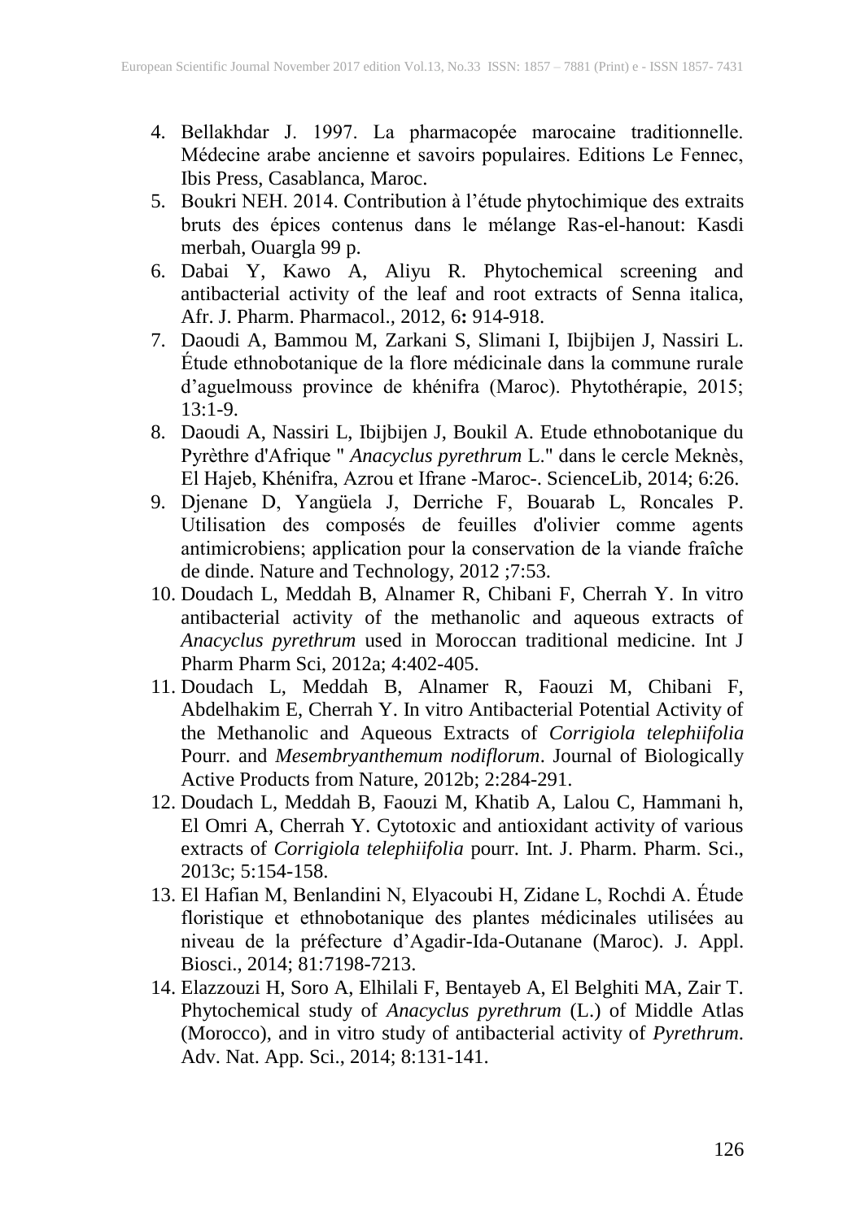4. Bellakhdar J. 1997. La pharmacopée marocaine traditionnelle. Médecine arabe ancienne et savoirs populaires. Editions Le Fennec, Ibis Press, Casablanca, Maroc.
5. Boukri NEH. 2014. Contribution à l'étude phytochimique des extraits bruts des épices contenus dans le mélange Ras-el-hanout: Kasdi merbah, Ouargla 99 p.
6. Dabai Y, Kawo A, Aliyu R. Phytochemical screening and antibacterial activity of the leaf and root extracts of Senna italica, Afr. J. Pharm. Pharmacol., 2012, 6**:** 914-918.
7. Daoudi A, Bammou M, Zarkani S, Slimani I, Ibijbijen J, Nassiri L. Étude ethnobotanique de la flore médicinale dans la commune rurale d'aguelmouss province de khénifra (Maroc). Phytothérapie, 2015; 13:1-9.
8. Daoudi A, Nassiri L, Ibijbijen J, Boukil A. Etude ethnobotanique du Pyrèthre d'Afrique " *Anacyclus pyrethrum* L." dans le cercle Meknès, El Hajeb, Khénifra, Azrou et Ifrane -Maroc-. ScienceLib, 2014; 6:26.
9. Djenane D, Yangüela J, Derriche F, Bouarab L, Roncales P. Utilisation des composés de feuilles d'olivier comme agents antimicrobiens; application pour la conservation de la viande fraîche de dinde. Nature and Technology, 2012 ;7:53.
10. Doudach L, Meddah B, Alnamer R, Chibani F, Cherrah Y. In vitro antibacterial activity of the methanolic and aqueous extracts of *Anacyclus pyrethrum* used in Moroccan traditional medicine. Int J Pharm Pharm Sci, 2012a; 4:402-405.
11. Doudach L, Meddah B, Alnamer R, Faouzi M, Chibani F, Abdelhakim E, Cherrah Y. In vitro Antibacterial Potential Activity of the Methanolic and Aqueous Extracts of *Corrigiola telephiifolia* Pourr. and *Mesembryanthemum nodiflorum*. Journal of Biologically Active Products from Nature, 2012b; 2:284-291.
12. Doudach L, Meddah B, Faouzi M, Khatib A, Lalou C, Hammani h, El Omri A, Cherrah Y. Cytotoxic and antioxidant activity of various extracts of *Corrigiola telephiifolia* pourr. Int. J. Pharm. Pharm. Sci., 2013c; 5:154-158.
13. El Hafian M, Benlandini N, Elyacoubi H, Zidane L, Rochdi A. Étude floristique et ethnobotanique des plantes médicinales utilisées au niveau de la préfecture d'Agadir-Ida-Outanane (Maroc). J. Appl. Biosci., 2014; 81:7198-7213.
14. Elazzouzi H, Soro A, Elhilali F, Bentayeb A, El Belghiti MA, Zair T. Phytochemical study of *Anacyclus pyrethrum* (L.) of Middle Atlas (Morocco), and in vitro study of antibacterial activity of *Pyrethrum*. Adv. Nat. App. Sci., 2014; 8:131-141.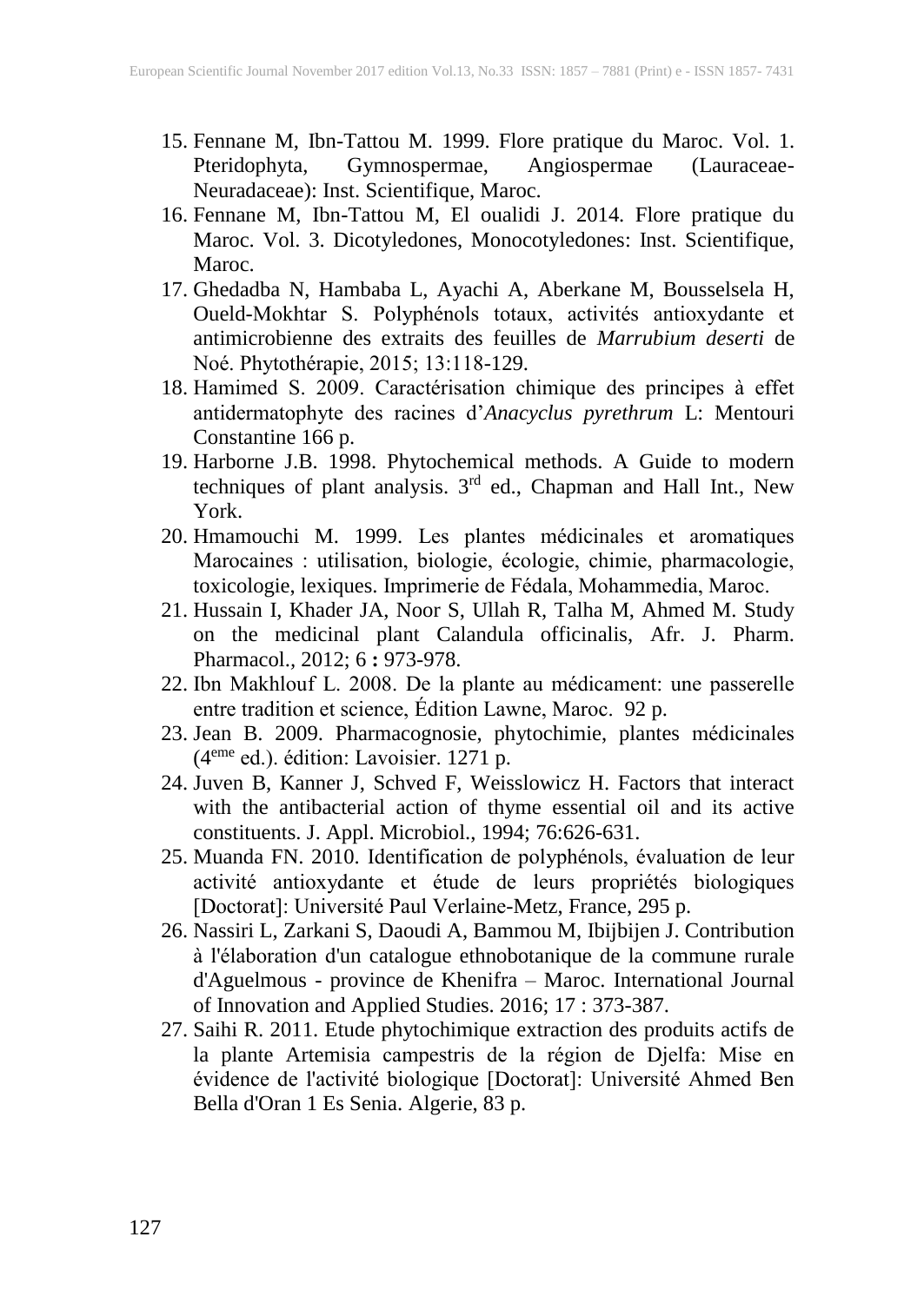15. Fennane M, Ibn-Tattou M. 1999. Flore pratique du Maroc. Vol. 1. Pteridophyta, Gymnospermae, Angiospermae (Lauraceae-Neuradaceae): Inst. Scientifique, Maroc.
16. Fennane M, Ibn-Tattou M, El oualidi J. 2014. Flore pratique du Maroc. Vol. 3. Dicotyledones, Monocotyledones: Inst. Scientifique, Maroc.
17. Ghedadba N, Hambaba L, Ayachi A, Aberkane M, Bousselsela H, Oueld-Mokhtar S. Polyphénols totaux, activités antioxydante et antimicrobienne des extraits des feuilles de *Marrubium deserti* de Noé. Phytothérapie, 2015; 13:118-129.
18. Hamimed S. 2009. Caractérisation chimique des principes à effet antidermatophyte des racines d'*Anacyclus pyrethrum* L: Mentouri Constantine 166 p.
19. Harborne J.B. 1998. Phytochemical methods. A Guide to modern techniques of plant analysis. 3rd ed., Chapman and Hall Int., New York.
20. Hmamouchi M. 1999. Les plantes médicinales et aromatiques Marocaines : utilisation, biologie, écologie, chimie, pharmacologie, toxicologie, lexiques. Imprimerie de Fédala, Mohammedia, Maroc.
21. Hussain I, Khader JA, Noor S, Ullah R, Talha M, Ahmed M. Study on the medicinal plant Calandula officinalis, Afr. J. Pharm. Pharmacol., 2012; 6 **:** 973-978.
22. Ibn Makhlouf L. 2008. De la plante au médicament: une passerelle entre tradition et science, Édition Lawne, Maroc. 92 p.
23. Jean B. 2009. Pharmacognosie, phytochimie, plantes médicinales (4eme ed.). édition: Lavoisier. 1271 p.
24. Juven B, Kanner J, Schved F, Weisslowicz H. Factors that interact with the antibacterial action of thyme essential oil and its active constituents. J. Appl. Microbiol., 1994; 76:626-631.
25. Muanda FN. 2010. Identification de polyphénols, évaluation de leur activité antioxydante et étude de leurs propriétés biologiques [Doctorat]: Université Paul Verlaine-Metz, France, 295 p.
26. Nassiri L, Zarkani S, Daoudi A, Bammou M, Ibijbijen J. Contribution à l'élaboration d'un catalogue ethnobotanique de la commune rurale d'Aguelmous - province de Khenifra – Maroc. International Journal of Innovation and Applied Studies. 2016; 17 : 373-387.
27. Saihi R. 2011. Etude phytochimique extraction des produits actifs de la plante Artemisia campestris de la région de Djelfa: Mise en évidence de l'activité biologique [Doctorat]: Université Ahmed Ben Bella d'Oran 1 Es Senia. Algerie, 83 p.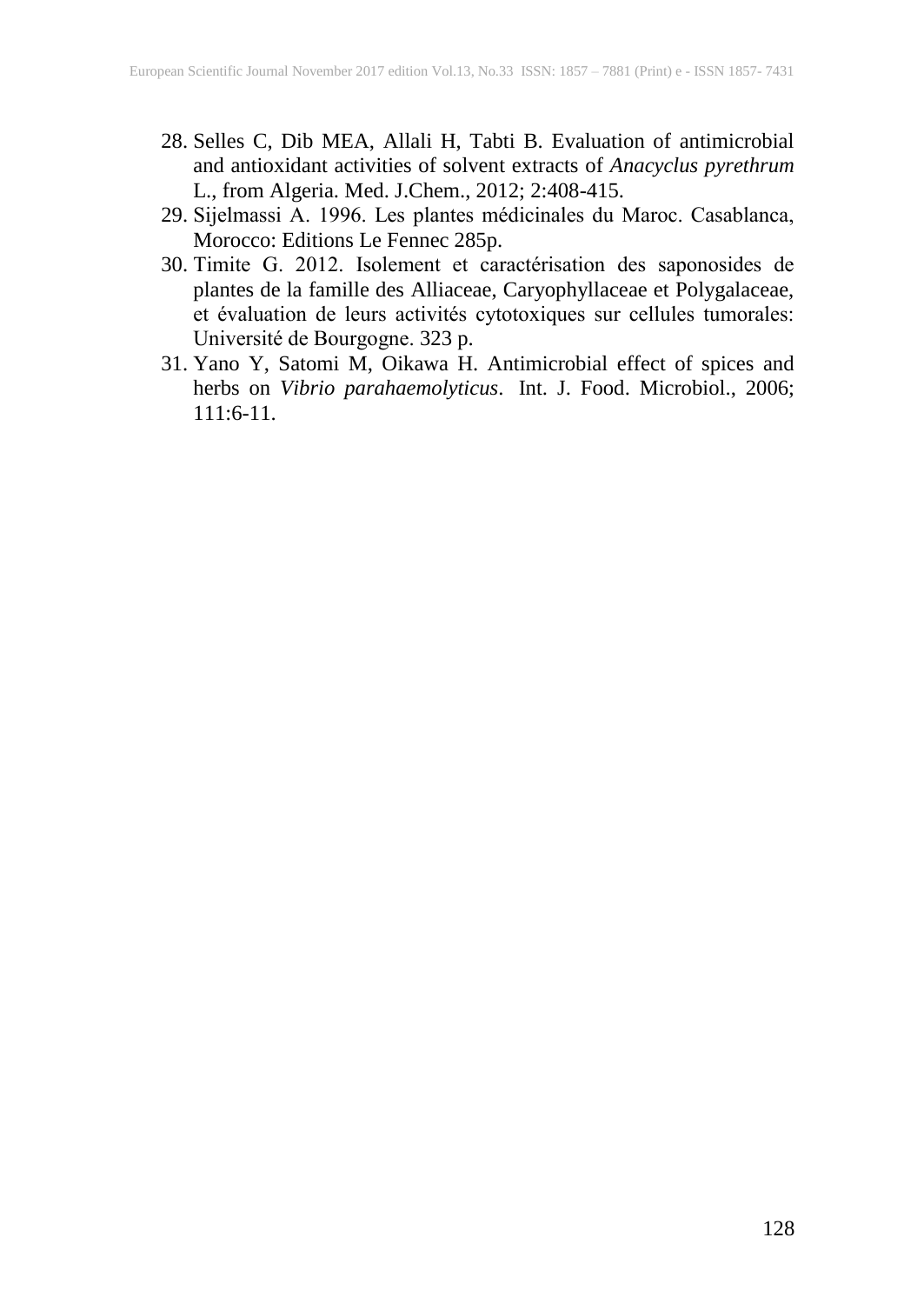28. Selles C, Dib MEA, Allali H, Tabti B. Evaluation of antimicrobial and antioxidant activities of solvent extracts of *Anacyclus pyrethrum* L., from Algeria. Med. J.Chem., 2012; 2:408-415.
29. Sijelmassi A. 1996. Les plantes médicinales du Maroc. Casablanca, Morocco: Editions Le Fennec 285p.
30. Timite G. 2012. Isolement et caractérisation des saponosides de plantes de la famille des Alliaceae, Caryophyllaceae et Polygalaceae, et évaluation de leurs activités cytotoxiques sur cellules tumorales: Université de Bourgogne. 323 p.
31. Yano Y, Satomi M, Oikawa H. Antimicrobial effect of spices and herbs on *Vibrio parahaemolyticus*. Int. J. Food. Microbiol., 2006; 111:6-11.